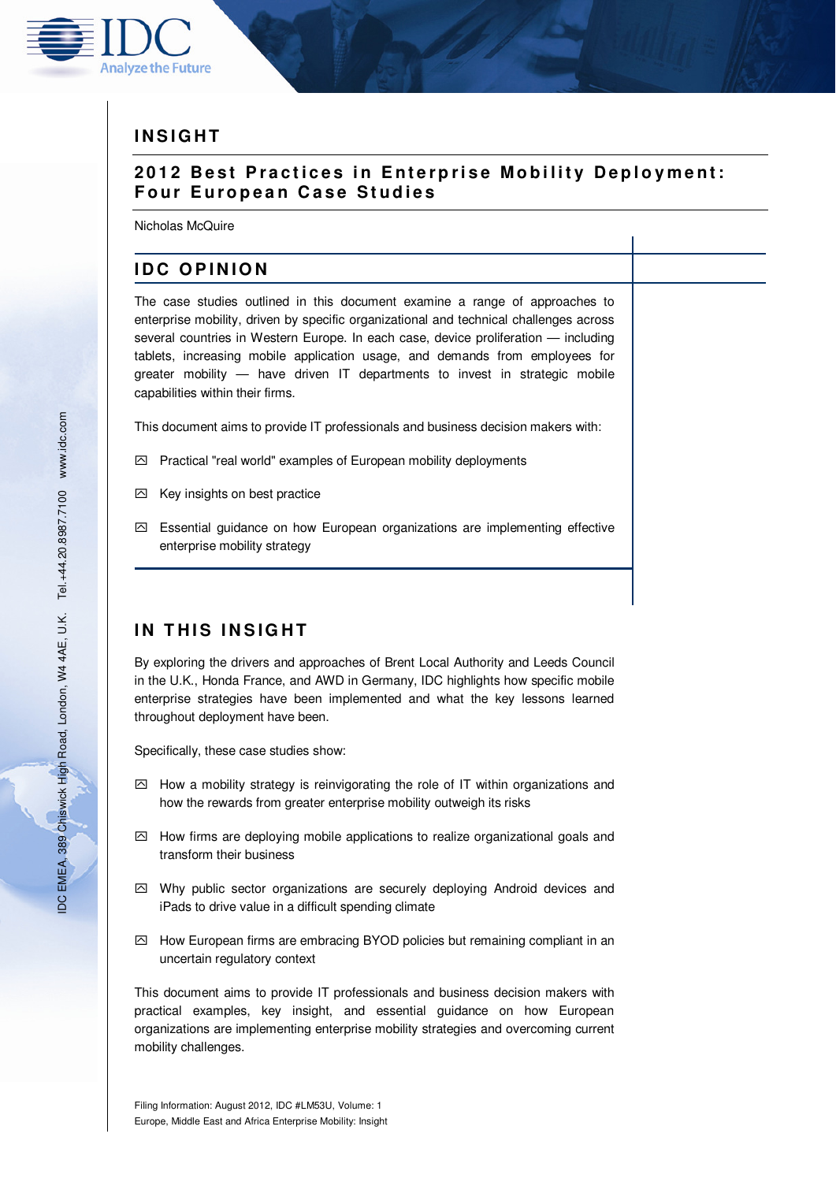# INSIGHT

## 2012 Best Practices in Enterprise Mobility Deployment: Four European Case Studies

Nicholas McQuire

## IDC OPINION

The case studies outlined in this document examine a range of approaches to enterprise mobility, driven by specific organizational and technical challenges across several countries in Western Europe. In each case, device proliferation — including tablets, increasing mobile application usage, and demands from employees for greater mobility — have driven IT departments to invest in strategic mobile capabilities within their firms.

This document aims to provide IT professionals and business decision makers with:

- Practical "real world" examples of European mobility deployments
- Key insights on best practice
- Essential guidance on how European organizations are implementing effective enterprise mobility strategy

## IN THIS INSIGHT

By exploring the drivers and approaches of Brent Local Authority and Leeds Council in the U.K., Honda France, and AWD in Germany, IDC highlights how specific mobile enterprise strategies have been implemented and what the key lessons learned throughout deployment have been.

Specifically, these case studies show:

- How a mobility strategy is reinvigorating the role of IT within organizations and how the rewards from greater enterprise mobility outweigh its risks
- How firms are deploying mobile applications to realize organizational goals and transform their business
- Why public sector organizations are securely deploying Android devices and iPads to drive value in a difficult spending climate
- How European firms are embracing BYOD policies but remaining compliant in an uncertain regulatory context

This document aims to provide IT professionals and business decision makers with practical examples, key insight, and essential guidance on how European organizations are implementing enterprise mobility strategies and overcoming current mobility challenges.

Filing Information: August 2012, IDC #LM53U, Volume: 1
Europe, Middle East and Africa Enterprise Mobility: Insight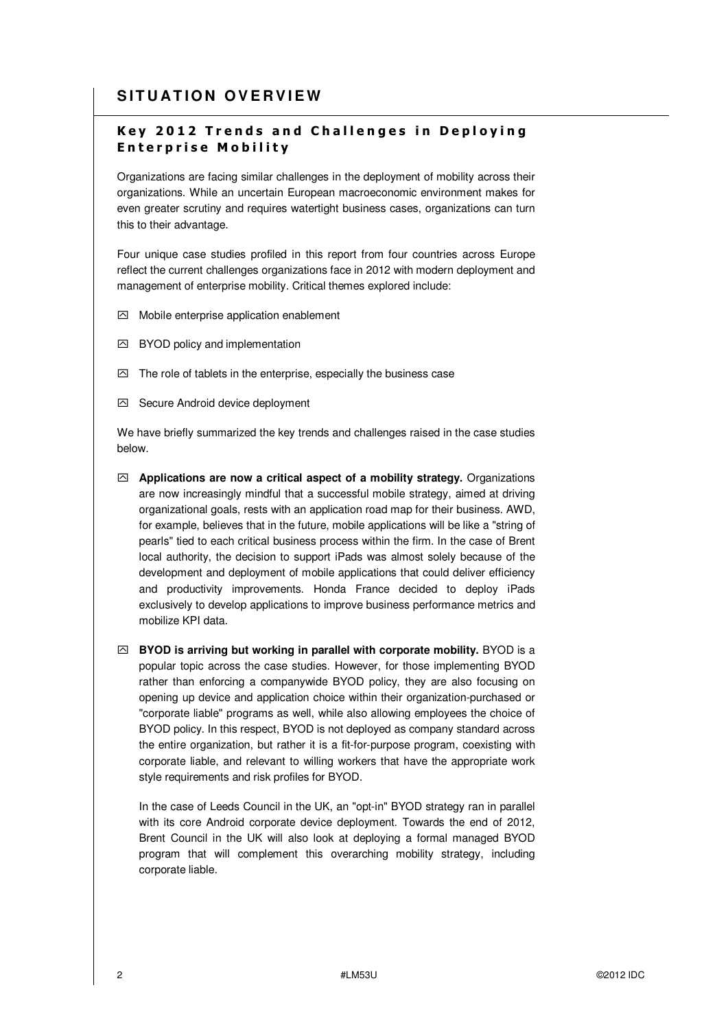# SITUATION OVERVIEW

## Key 2012 Trends and Challenges in Deploying Enterprise Mobility

Organizations are facing similar challenges in the deployment of mobility across their organizations. While an uncertain European macroeconomic environment makes for even greater scrutiny and requires watertight business cases, organizations can turn this to their advantage.

Four unique case studies profiled in this report from four countries across Europe reflect the current challenges organizations face in 2012 with modern deployment and management of enterprise mobility. Critical themes explored include:

- Mobile enterprise application enablement
- BYOD policy and implementation
- The role of tablets in the enterprise, especially the business case
- Secure Android device deployment

We have briefly summarized the key trends and challenges raised in the case studies below.

- **Applications are now a critical aspect of a mobility strategy.** Organizations are now increasingly mindful that a successful mobile strategy, aimed at driving organizational goals, rests with an application road map for their business. AWD, for example, believes that in the future, mobile applications will be like a "string of pearls" tied to each critical business process within the firm. In the case of Brent local authority, the decision to support iPads was almost solely because of the development and deployment of mobile applications that could deliver efficiency and productivity improvements. Honda France decided to deploy iPads exclusively to develop applications to improve business performance metrics and mobilize KPI data.
- **BYOD is arriving but working in parallel with corporate mobility.** BYOD is a popular topic across the case studies. However, for those implementing BYOD rather than enforcing a companywide BYOD policy, they are also focusing on opening up device and application choice within their organization-purchased or "corporate liable" programs as well, while also allowing employees the choice of BYOD policy. In this respect, BYOD is not deployed as company standard across the entire organization, but rather it is a fit-for-purpose program, coexisting with corporate liable, and relevant to willing workers that have the appropriate work style requirements and risk profiles for BYOD.

  In the case of Leeds Council in the UK, an "opt-in" BYOD strategy ran in parallel with its core Android corporate device deployment. Towards the end of 2012, Brent Council in the UK will also look at deploying a formal managed BYOD program that will complement this overarching mobility strategy, including corporate liable.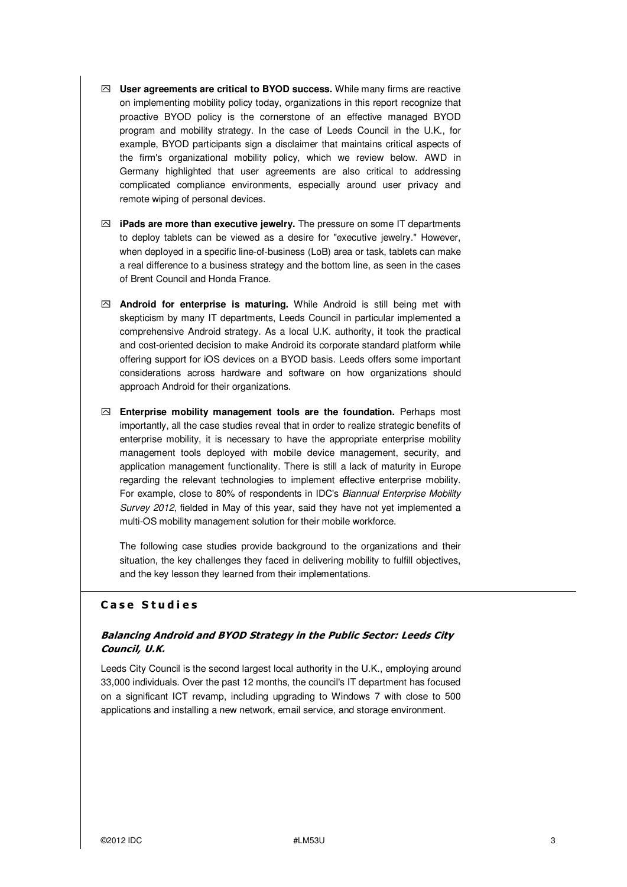- **User agreements are critical to BYOD success.** While many firms are reactive on implementing mobility policy today, organizations in this report recognize that proactive BYOD policy is the cornerstone of an effective managed BYOD program and mobility strategy. In the case of Leeds Council in the U.K., for example, BYOD participants sign a disclaimer that maintains critical aspects of the firm's organizational mobility policy, which we review below. AWD in Germany highlighted that user agreements are also critical to addressing complicated compliance environments, especially around user privacy and remote wiping of personal devices.

- **iPads are more than executive jewelry.** The pressure on some IT departments to deploy tablets can be viewed as a desire for "executive jewelry." However, when deployed in a specific line-of-business (LoB) area or task, tablets can make a real difference to a business strategy and the bottom line, as seen in the cases of Brent Council and Honda France.

- **Android for enterprise is maturing.** While Android is still being met with skepticism by many IT departments, Leeds Council in particular implemented a comprehensive Android strategy. As a local U.K. authority, it took the practical and cost-oriented decision to make Android its corporate standard platform while offering support for iOS devices on a BYOD basis. Leeds offers some important considerations across hardware and software on how organizations should approach Android for their organizations.

- **Enterprise mobility management tools are the foundation.** Perhaps most importantly, all the case studies reveal that in order to realize strategic benefits of enterprise mobility, it is necessary to have the appropriate enterprise mobility management tools deployed with mobile device management, security, and application management functionality. There is still a lack of maturity in Europe regarding the relevant technologies to implement effective enterprise mobility. For example, close to 80% of respondents in IDC's *Biannual Enterprise Mobility Survey 2012*, fielded in May of this year, said they have not yet implemented a multi-OS mobility management solution for their mobile workforce.

  The following case studies provide background to the organizations and their situation, the key challenges they faced in delivering mobility to fulfill objectives, and the key lesson they learned from their implementations.

## Case Studies

### *Balancing Android and BYOD Strategy in the Public Sector: Leeds City Council, U.K.*

Leeds City Council is the second largest local authority in the U.K., employing around 33,000 individuals. Over the past 12 months, the council's IT department has focused on a significant ICT revamp, including upgrading to Windows 7 with close to 500 applications and installing a new network, email service, and storage environment.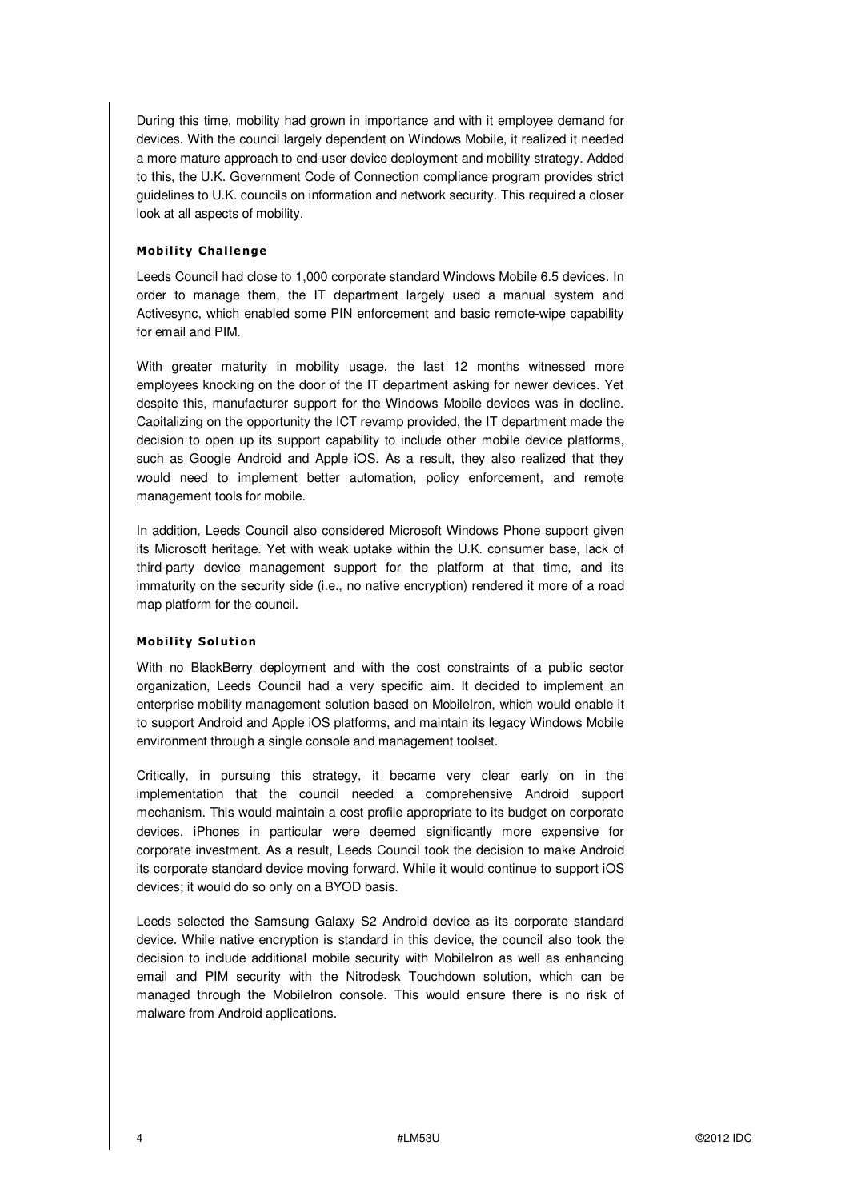During this time, mobility had grown in importance and with it employee demand for devices. With the council largely dependent on Windows Mobile, it realized it needed a more mature approach to end-user device deployment and mobility strategy. Added to this, the U.K. Government Code of Connection compliance program provides strict guidelines to U.K. councils on information and network security. This required a closer look at all aspects of mobility.

#### Mobility Challenge

Leeds Council had close to 1,000 corporate standard Windows Mobile 6.5 devices. In order to manage them, the IT department largely used a manual system and Activesync, which enabled some PIN enforcement and basic remote-wipe capability for email and PIM.

With greater maturity in mobility usage, the last 12 months witnessed more employees knocking on the door of the IT department asking for newer devices. Yet despite this, manufacturer support for the Windows Mobile devices was in decline. Capitalizing on the opportunity the ICT revamp provided, the IT department made the decision to open up its support capability to include other mobile device platforms, such as Google Android and Apple iOS. As a result, they also realized that they would need to implement better automation, policy enforcement, and remote management tools for mobile.

In addition, Leeds Council also considered Microsoft Windows Phone support given its Microsoft heritage. Yet with weak uptake within the U.K. consumer base, lack of third-party device management support for the platform at that time, and its immaturity on the security side (i.e., no native encryption) rendered it more of a road map platform for the council.

#### Mobility Solution

With no BlackBerry deployment and with the cost constraints of a public sector organization, Leeds Council had a very specific aim. It decided to implement an enterprise mobility management solution based on MobileIron, which would enable it to support Android and Apple iOS platforms, and maintain its legacy Windows Mobile environment through a single console and management toolset.

Critically, in pursuing this strategy, it became very clear early on in the implementation that the council needed a comprehensive Android support mechanism. This would maintain a cost profile appropriate to its budget on corporate devices. iPhones in particular were deemed significantly more expensive for corporate investment. As a result, Leeds Council took the decision to make Android its corporate standard device moving forward. While it would continue to support iOS devices; it would do so only on a BYOD basis.

Leeds selected the Samsung Galaxy S2 Android device as its corporate standard device. While native encryption is standard in this device, the council also took the decision to include additional mobile security with MobileIron as well as enhancing email and PIM security with the Nitrodesk Touchdown solution, which can be managed through the MobileIron console. This would ensure there is no risk of malware from Android applications.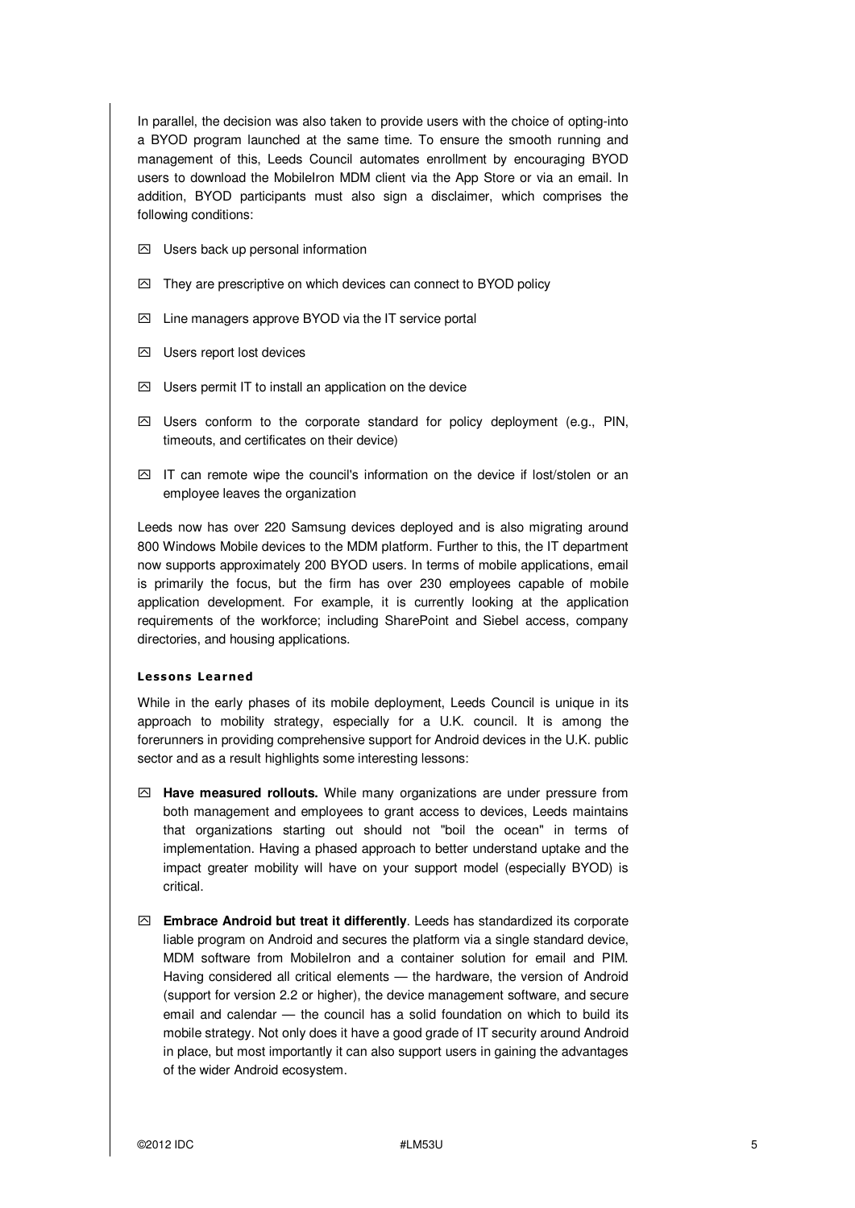In parallel, the decision was also taken to provide users with the choice of opting-into a BYOD program launched at the same time. To ensure the smooth running and management of this, Leeds Council automates enrollment by encouraging BYOD users to download the MobileIron MDM client via the App Store or via an email. In addition, BYOD participants must also sign a disclaimer, which comprises the following conditions:

- Users back up personal information
- They are prescriptive on which devices can connect to BYOD policy
- Line managers approve BYOD via the IT service portal
- Users report lost devices
- Users permit IT to install an application on the device
- Users conform to the corporate standard for policy deployment (e.g., PIN, timeouts, and certificates on their device)
- IT can remote wipe the council's information on the device if lost/stolen or an employee leaves the organization

Leeds now has over 220 Samsung devices deployed and is also migrating around 800 Windows Mobile devices to the MDM platform. Further to this, the IT department now supports approximately 200 BYOD users. In terms of mobile applications, email is primarily the focus, but the firm has over 230 employees capable of mobile application development. For example, it is currently looking at the application requirements of the workforce; including SharePoint and Siebel access, company directories, and housing applications.

#### Lessons Learned

While in the early phases of its mobile deployment, Leeds Council is unique in its approach to mobility strategy, especially for a U.K. council. It is among the forerunners in providing comprehensive support for Android devices in the U.K. public sector and as a result highlights some interesting lessons:

- **Have measured rollouts.** While many organizations are under pressure from both management and employees to grant access to devices, Leeds maintains that organizations starting out should not "boil the ocean" in terms of implementation. Having a phased approach to better understand uptake and the impact greater mobility will have on your support model (especially BYOD) is critical.
- **Embrace Android but treat it differently**. Leeds has standardized its corporate liable program on Android and secures the platform via a single standard device, MDM software from MobileIron and a container solution for email and PIM. Having considered all critical elements — the hardware, the version of Android (support for version 2.2 or higher), the device management software, and secure email and calendar — the council has a solid foundation on which to build its mobile strategy. Not only does it have a good grade of IT security around Android in place, but most importantly it can also support users in gaining the advantages of the wider Android ecosystem.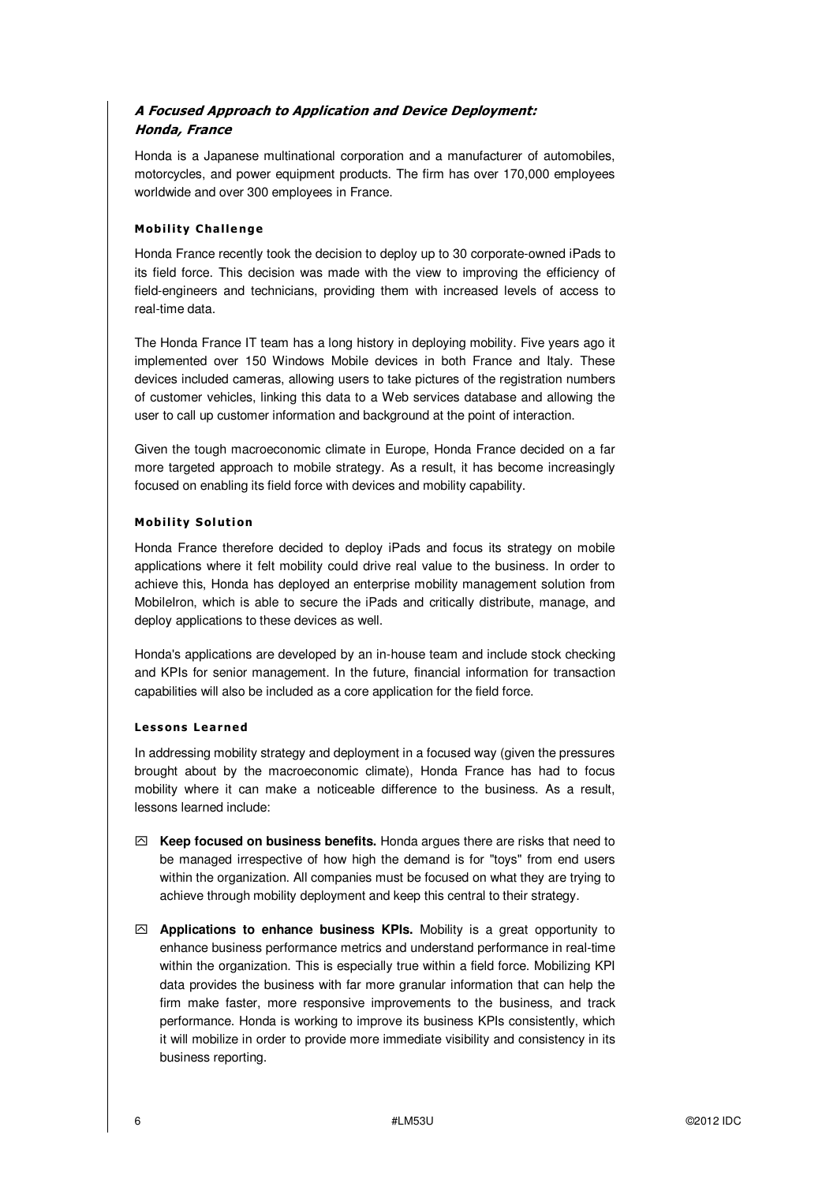### *A Focused Approach to Application and Device Deployment: Honda, France*

Honda is a Japanese multinational corporation and a manufacturer of automobiles, motorcycles, and power equipment products. The firm has over 170,000 employees worldwide and over 300 employees in France.

#### Mobility Challenge

Honda France recently took the decision to deploy up to 30 corporate-owned iPads to its field force. This decision was made with the view to improving the efficiency of field-engineers and technicians, providing them with increased levels of access to real-time data.

The Honda France IT team has a long history in deploying mobility. Five years ago it implemented over 150 Windows Mobile devices in both France and Italy. These devices included cameras, allowing users to take pictures of the registration numbers of customer vehicles, linking this data to a Web services database and allowing the user to call up customer information and background at the point of interaction.

Given the tough macroeconomic climate in Europe, Honda France decided on a far more targeted approach to mobile strategy. As a result, it has become increasingly focused on enabling its field force with devices and mobility capability.

#### Mobility Solution

Honda France therefore decided to deploy iPads and focus its strategy on mobile applications where it felt mobility could drive real value to the business. In order to achieve this, Honda has deployed an enterprise mobility management solution from MobileIron, which is able to secure the iPads and critically distribute, manage, and deploy applications to these devices as well.

Honda's applications are developed by an in-house team and include stock checking and KPIs for senior management. In the future, financial information for transaction capabilities will also be included as a core application for the field force.

#### Lessons Learned

In addressing mobility strategy and deployment in a focused way (given the pressures brought about by the macroeconomic climate), Honda France has had to focus mobility where it can make a noticeable difference to the business. As a result, lessons learned include:

- **Keep focused on business benefits.** Honda argues there are risks that need to be managed irrespective of how high the demand is for "toys" from end users within the organization. All companies must be focused on what they are trying to achieve through mobility deployment and keep this central to their strategy.

- **Applications to enhance business KPIs.** Mobility is a great opportunity to enhance business performance metrics and understand performance in real-time within the organization. This is especially true within a field force. Mobilizing KPI data provides the business with far more granular information that can help the firm make faster, more responsive improvements to the business, and track performance. Honda is working to improve its business KPIs consistently, which it will mobilize in order to provide more immediate visibility and consistency in its business reporting.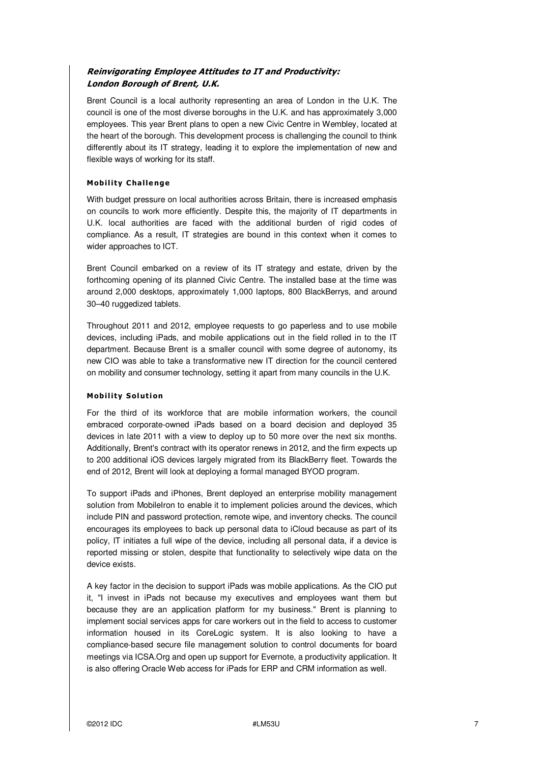## *Reinvigorating Employee Attitudes to IT and Productivity: London Borough of Brent, U.K.*

Brent Council is a local authority representing an area of London in the U.K. The council is one of the most diverse boroughs in the U.K. and has approximately 3,000 employees. This year Brent plans to open a new Civic Centre in Wembley, located at the heart of the borough. This development process is challenging the council to think differently about its IT strategy, leading it to explore the implementation of new and flexible ways of working for its staff.

#### Mobility Challenge

With budget pressure on local authorities across Britain, there is increased emphasis on councils to work more efficiently. Despite this, the majority of IT departments in U.K. local authorities are faced with the additional burden of rigid codes of compliance. As a result, IT strategies are bound in this context when it comes to wider approaches to ICT.

Brent Council embarked on a review of its IT strategy and estate, driven by the forthcoming opening of its planned Civic Centre. The installed base at the time was around 2,000 desktops, approximately 1,000 laptops, 800 BlackBerrys, and around 30–40 ruggedized tablets.

Throughout 2011 and 2012, employee requests to go paperless and to use mobile devices, including iPads, and mobile applications out in the field rolled in to the IT department. Because Brent is a smaller council with some degree of autonomy, its new CIO was able to take a transformative new IT direction for the council centered on mobility and consumer technology, setting it apart from many councils in the U.K.

#### Mobility Solution

For the third of its workforce that are mobile information workers, the council embraced corporate-owned iPads based on a board decision and deployed 35 devices in late 2011 with a view to deploy up to 50 more over the next six months. Additionally, Brent's contract with its operator renews in 2012, and the firm expects up to 200 additional iOS devices largely migrated from its BlackBerry fleet. Towards the end of 2012, Brent will look at deploying a formal managed BYOD program.

To support iPads and iPhones, Brent deployed an enterprise mobility management solution from MobileIron to enable it to implement policies around the devices, which include PIN and password protection, remote wipe, and inventory checks. The council encourages its employees to back up personal data to iCloud because as part of its policy, IT initiates a full wipe of the device, including all personal data, if a device is reported missing or stolen, despite that functionality to selectively wipe data on the device exists.

A key factor in the decision to support iPads was mobile applications. As the CIO put it, "I invest in iPads not because my executives and employees want them but because they are an application platform for my business." Brent is planning to implement social services apps for care workers out in the field to access to customer information housed in its CoreLogic system. It is also looking to have a compliance-based secure file management solution to control documents for board meetings via ICSA.Org and open up support for Evernote, a productivity application. It is also offering Oracle Web access for iPads for ERP and CRM information as well.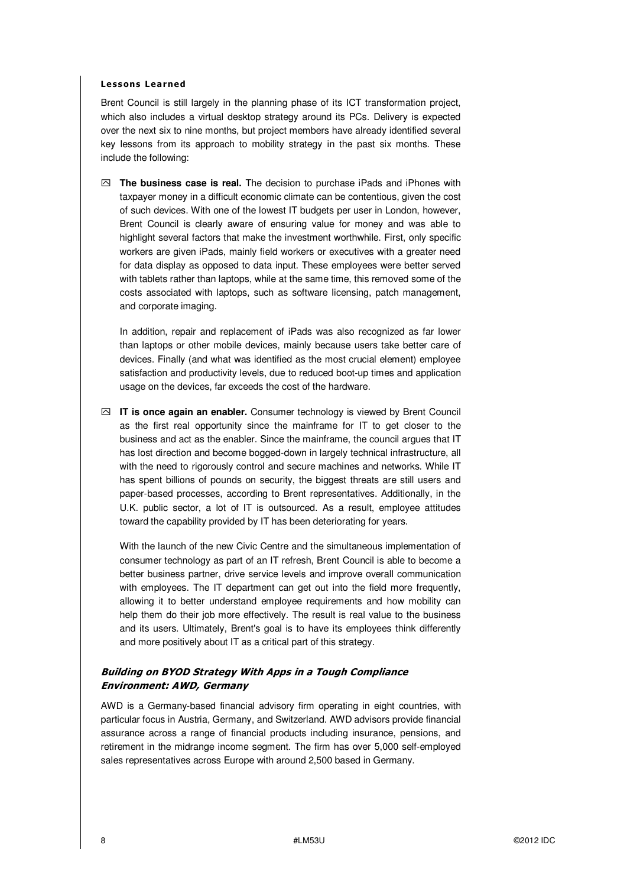#### Lessons Learned

Brent Council is still largely in the planning phase of its ICT transformation project, which also includes a virtual desktop strategy around its PCs. Delivery is expected over the next six to nine months, but project members have already identified several key lessons from its approach to mobility strategy in the past six months. These include the following:

- **The business case is real.** The decision to purchase iPads and iPhones with taxpayer money in a difficult economic climate can be contentious, given the cost of such devices. With one of the lowest IT budgets per user in London, however, Brent Council is clearly aware of ensuring value for money and was able to highlight several factors that make the investment worthwhile. First, only specific workers are given iPads, mainly field workers or executives with a greater need for data display as opposed to data input. These employees were better served with tablets rather than laptops, while at the same time, this removed some of the costs associated with laptops, such as software licensing, patch management, and corporate imaging.

  In addition, repair and replacement of iPads was also recognized as far lower than laptops or other mobile devices, mainly because users take better care of devices. Finally (and what was identified as the most crucial element) employee satisfaction and productivity levels, due to reduced boot-up times and application usage on the devices, far exceeds the cost of the hardware.

- **IT is once again an enabler.** Consumer technology is viewed by Brent Council as the first real opportunity since the mainframe for IT to get closer to the business and act as the enabler. Since the mainframe, the council argues that IT has lost direction and become bogged-down in largely technical infrastructure, all with the need to rigorously control and secure machines and networks. While IT has spent billions of pounds on security, the biggest threats are still users and paper-based processes, according to Brent representatives. Additionally, in the U.K. public sector, a lot of IT is outsourced. As a result, employee attitudes toward the capability provided by IT has been deteriorating for years.

  With the launch of the new Civic Centre and the simultaneous implementation of consumer technology as part of an IT refresh, Brent Council is able to become a better business partner, drive service levels and improve overall communication with employees. The IT department can get out into the field more frequently, allowing it to better understand employee requirements and how mobility can help them do their job more effectively. The result is real value to the business and its users. Ultimately, Brent's goal is to have its employees think differently and more positively about IT as a critical part of this strategy.

### *Building on BYOD Strategy With Apps in a Tough Compliance Environment: AWD, Germany*

AWD is a Germany-based financial advisory firm operating in eight countries, with particular focus in Austria, Germany, and Switzerland. AWD advisors provide financial assurance across a range of financial products including insurance, pensions, and retirement in the midrange income segment. The firm has over 5,000 self-employed sales representatives across Europe with around 2,500 based in Germany.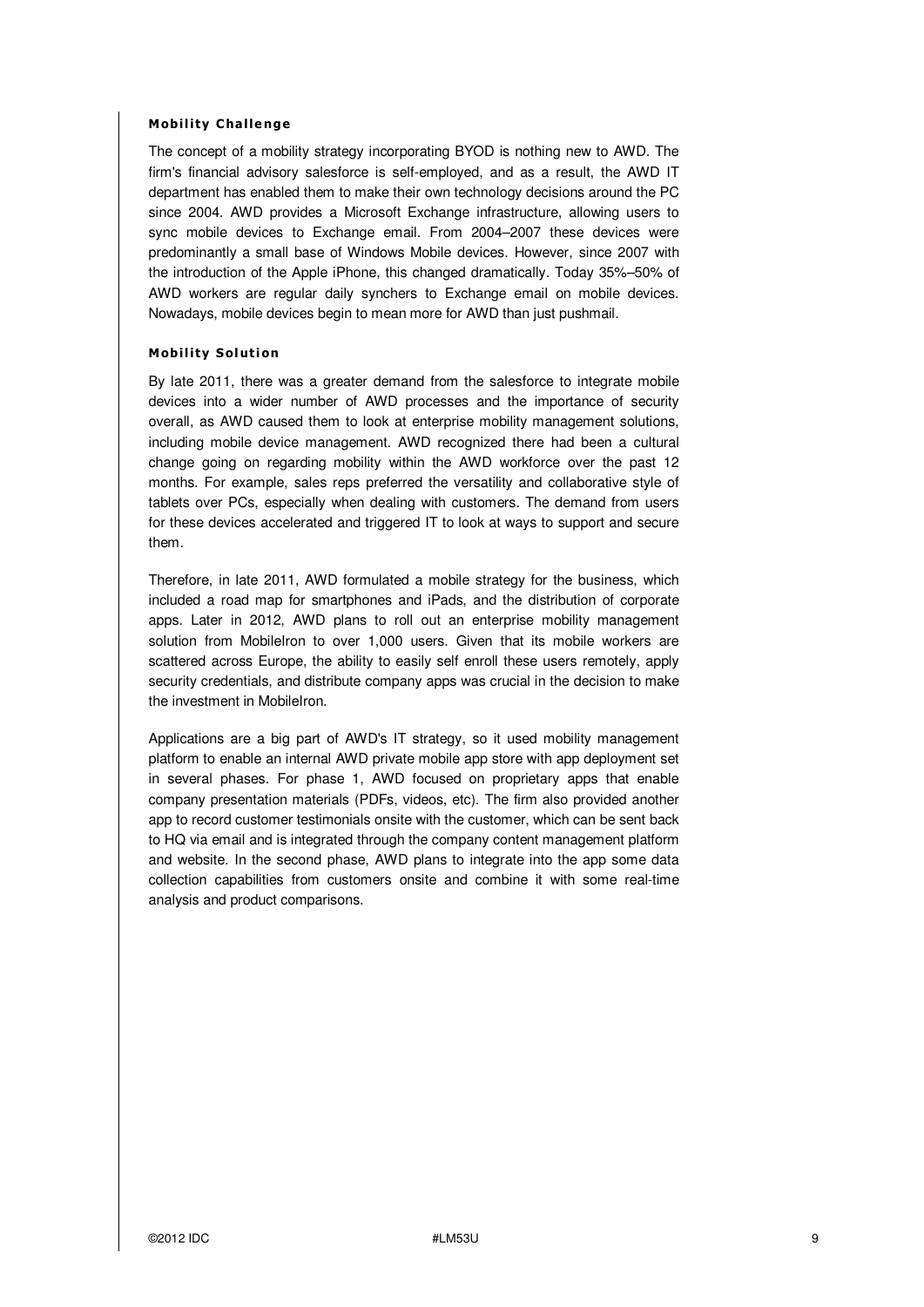### Mobility Challenge

The concept of a mobility strategy incorporating BYOD is nothing new to AWD. The firm's financial advisory salesforce is self-employed, and as a result, the AWD IT department has enabled them to make their own technology decisions around the PC since 2004. AWD provides a Microsoft Exchange infrastructure, allowing users to sync mobile devices to Exchange email. From 2004–2007 these devices were predominantly a small base of Windows Mobile devices. However, since 2007 with the introduction of the Apple iPhone, this changed dramatically. Today 35%–50% of AWD workers are regular daily synchers to Exchange email on mobile devices. Nowadays, mobile devices begin to mean more for AWD than just pushmail.

### Mobility Solution

By late 2011, there was a greater demand from the salesforce to integrate mobile devices into a wider number of AWD processes and the importance of security overall, as AWD caused them to look at enterprise mobility management solutions, including mobile device management. AWD recognized there had been a cultural change going on regarding mobility within the AWD workforce over the past 12 months. For example, sales reps preferred the versatility and collaborative style of tablets over PCs, especially when dealing with customers. The demand from users for these devices accelerated and triggered IT to look at ways to support and secure them.

Therefore, in late 2011, AWD formulated a mobile strategy for the business, which included a road map for smartphones and iPads, and the distribution of corporate apps. Later in 2012, AWD plans to roll out an enterprise mobility management solution from MobileIron to over 1,000 users. Given that its mobile workers are scattered across Europe, the ability to easily self enroll these users remotely, apply security credentials, and distribute company apps was crucial in the decision to make the investment in MobileIron.

Applications are a big part of AWD's IT strategy, so it used mobility management platform to enable an internal AWD private mobile app store with app deployment set in several phases. For phase 1, AWD focused on proprietary apps that enable company presentation materials (PDFs, videos, etc). The firm also provided another app to record customer testimonials onsite with the customer, which can be sent back to HQ via email and is integrated through the company content management platform and website. In the second phase, AWD plans to integrate into the app some data collection capabilities from customers onsite and combine it with some real-time analysis and product comparisons.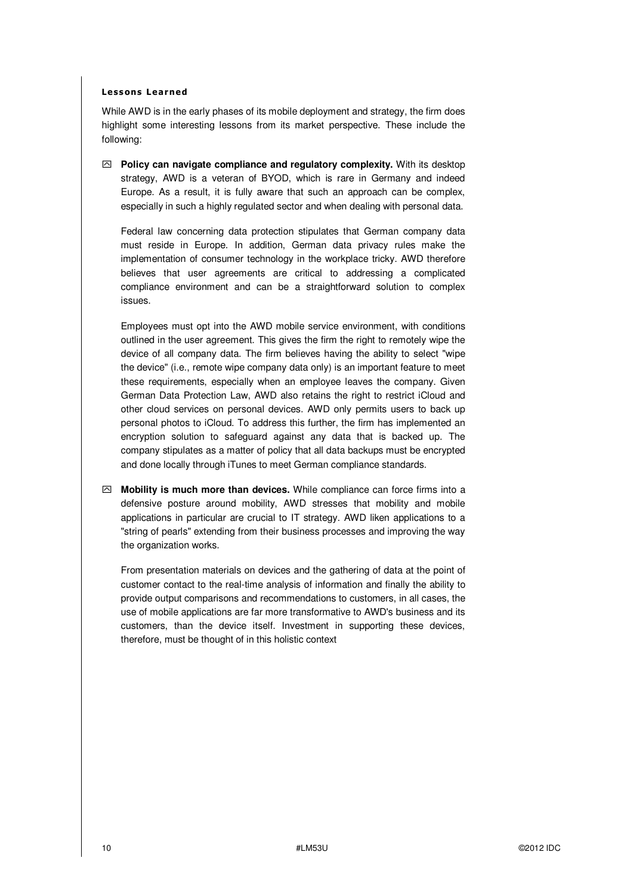### Lessons Learned

While AWD is in the early phases of its mobile deployment and strategy, the firm does highlight some interesting lessons from its market perspective. These include the following:

- **Policy can navigate compliance and regulatory complexity.** With its desktop strategy, AWD is a veteran of BYOD, which is rare in Germany and indeed Europe. As a result, it is fully aware that such an approach can be complex, especially in such a highly regulated sector and when dealing with personal data.

  Federal law concerning data protection stipulates that German company data must reside in Europe. In addition, German data privacy rules make the implementation of consumer technology in the workplace tricky. AWD therefore believes that user agreements are critical to addressing a complicated compliance environment and can be a straightforward solution to complex issues.

  Employees must opt into the AWD mobile service environment, with conditions outlined in the user agreement. This gives the firm the right to remotely wipe the device of all company data. The firm believes having the ability to select "wipe the device" (i.e., remote wipe company data only) is an important feature to meet these requirements, especially when an employee leaves the company. Given German Data Protection Law, AWD also retains the right to restrict iCloud and other cloud services on personal devices. AWD only permits users to back up personal photos to iCloud. To address this further, the firm has implemented an encryption solution to safeguard against any data that is backed up. The company stipulates as a matter of policy that all data backups must be encrypted and done locally through iTunes to meet German compliance standards.

- **Mobility is much more than devices.** While compliance can force firms into a defensive posture around mobility, AWD stresses that mobility and mobile applications in particular are crucial to IT strategy. AWD liken applications to a "string of pearls" extending from their business processes and improving the way the organization works.

  From presentation materials on devices and the gathering of data at the point of customer contact to the real-time analysis of information and finally the ability to provide output comparisons and recommendations to customers, in all cases, the use of mobile applications are far more transformative to AWD's business and its customers, than the device itself. Investment in supporting these devices, therefore, must be thought of in this holistic context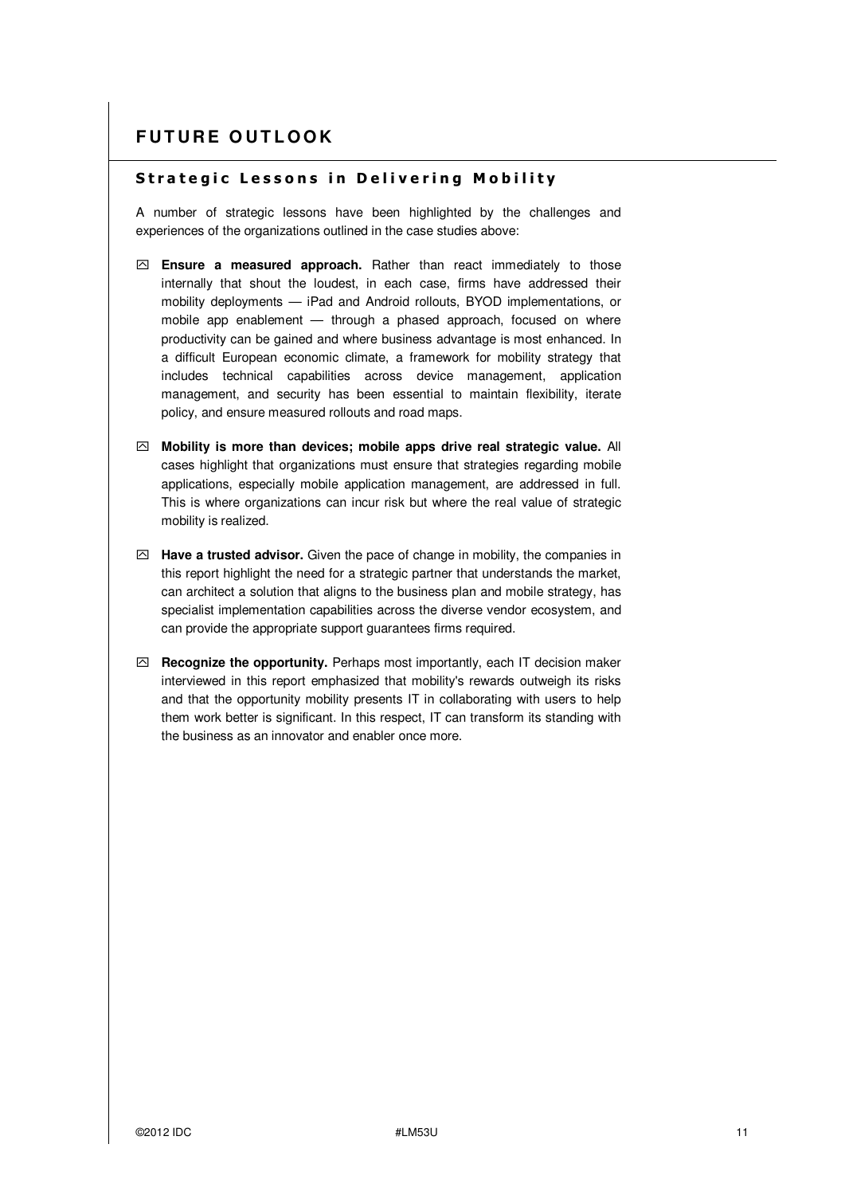# FUTURE OUTLOOK

## Strategic Lessons in Delivering Mobility

A number of strategic lessons have been highlighted by the challenges and experiences of the organizations outlined in the case studies above:

- **Ensure a measured approach.** Rather than react immediately to those internally that shout the loudest, in each case, firms have addressed their mobility deployments — iPad and Android rollouts, BYOD implementations, or mobile app enablement — through a phased approach, focused on where productivity can be gained and where business advantage is most enhanced. In a difficult European economic climate, a framework for mobility strategy that includes technical capabilities across device management, application management, and security has been essential to maintain flexibility, iterate policy, and ensure measured rollouts and road maps.

- **Mobility is more than devices; mobile apps drive real strategic value.** All cases highlight that organizations must ensure that strategies regarding mobile applications, especially mobile application management, are addressed in full. This is where organizations can incur risk but where the real value of strategic mobility is realized.

- **Have a trusted advisor.** Given the pace of change in mobility, the companies in this report highlight the need for a strategic partner that understands the market, can architect a solution that aligns to the business plan and mobile strategy, has specialist implementation capabilities across the diverse vendor ecosystem, and can provide the appropriate support guarantees firms required.

- **Recognize the opportunity.** Perhaps most importantly, each IT decision maker interviewed in this report emphasized that mobility's rewards outweigh its risks and that the opportunity mobility presents IT in collaborating with users to help them work better is significant. In this respect, IT can transform its standing with the business as an innovator and enabler once more.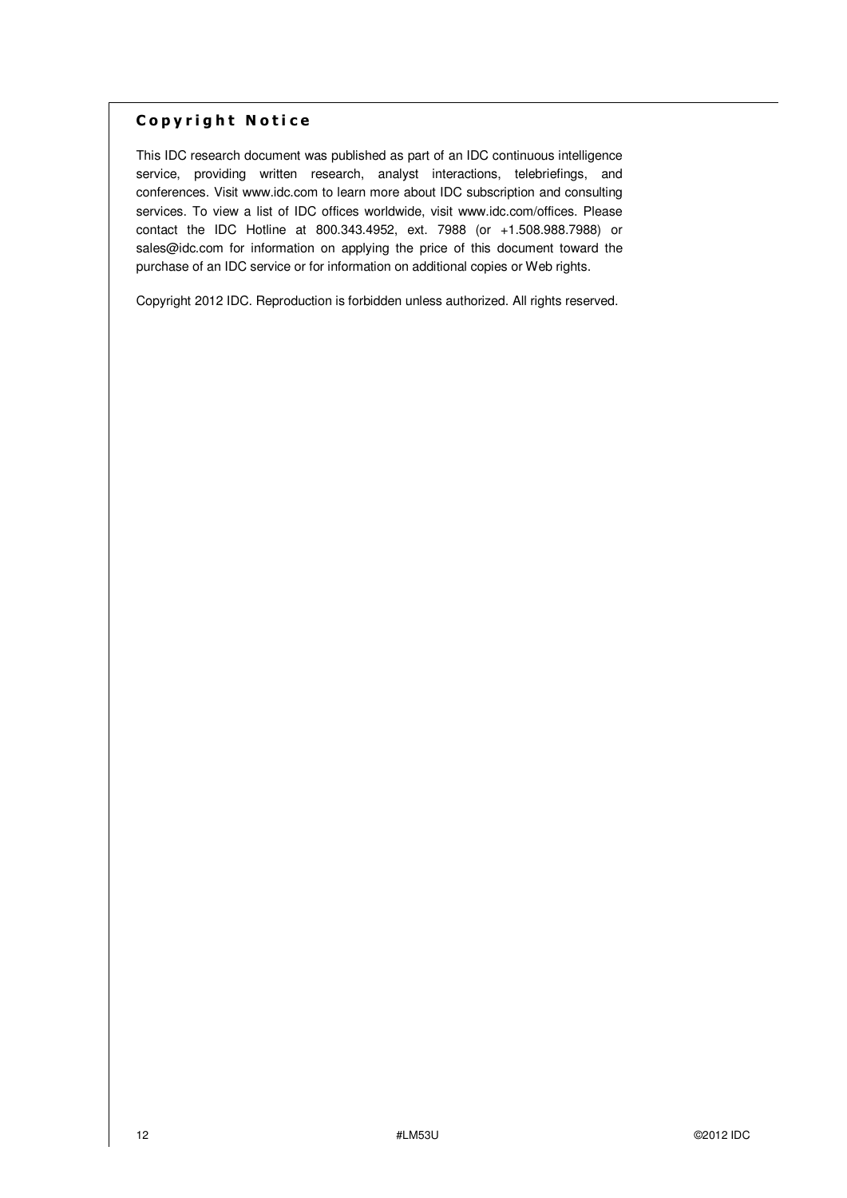## Copyright Notice

This IDC research document was published as part of an IDC continuous intelligence service, providing written research, analyst interactions, telebriefings, and conferences. Visit www.idc.com to learn more about IDC subscription and consulting services. To view a list of IDC offices worldwide, visit www.idc.com/offices. Please contact the IDC Hotline at 800.343.4952, ext. 7988 (or +1.508.988.7988) or sales@idc.com for information on applying the price of this document toward the purchase of an IDC service or for information on additional copies or Web rights.

Copyright 2012 IDC. Reproduction is forbidden unless authorized. All rights reserved.